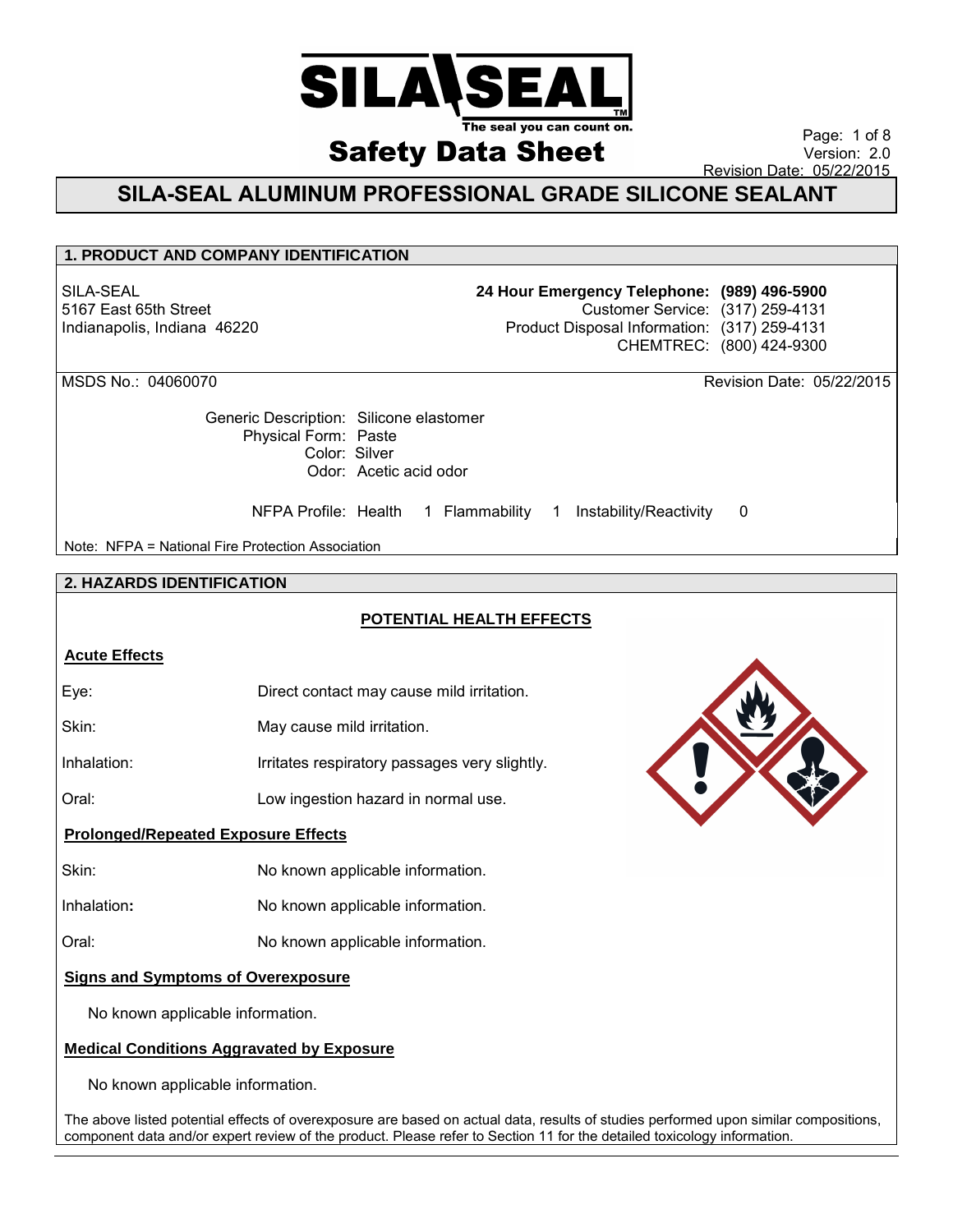# Safety Data Sheet

Version: 2.0
Revision Date: 05/22/2015

## SILA-SEAL ALUMINUM PROFESSIONAL GRADE SILICONE SEALANT

### 1. PRODUCT AND COMPANY IDENTIFICATION

SILA-SEAL
5167 East 65th Street
Indianapolis, Indiana 46220

**24 Hour Emergency Telephone: (989) 496-5900**
Customer Service: (317) 259-4131
Product Disposal Information: (317) 259-4131
CHEMTREC: (800) 424-9300

MSDS No.: 04060070

Revision Date: 05/22/2015

Generic Description: Silicone elastomer
Physical Form: Paste
Color: Silver
Odor: Acetic acid odor

NFPA Profile: Health 1 Flammability 1 Instability/Reactivity 0

Note: NFPA = National Fire Protection Association

### 2. HAZARDS IDENTIFICATION

**POTENTIAL HEALTH EFFECTS**

**Acute Effects**

| | |
|---|---|
| Eye: | Direct contact may cause mild irritation. |
| Skin: | May cause mild irritation. |
| Inhalation: | Irritates respiratory passages very slightly. |
| Oral: | Low ingestion hazard in normal use. |

**Prolonged/Repeated Exposure Effects**

| | |
|---|---|
| Skin: | No known applicable information. |
| Inhalation: | No known applicable information. |
| Oral: | No known applicable information. |

**Signs and Symptoms of Overexposure**

No known applicable information.

**Medical Conditions Aggravated by Exposure**

No known applicable information.

The above listed potential effects of overexposure are based on actual data, results of studies performed upon similar compositions, component data and/or expert review of the product. Please refer to Section 11 for the detailed toxicology information.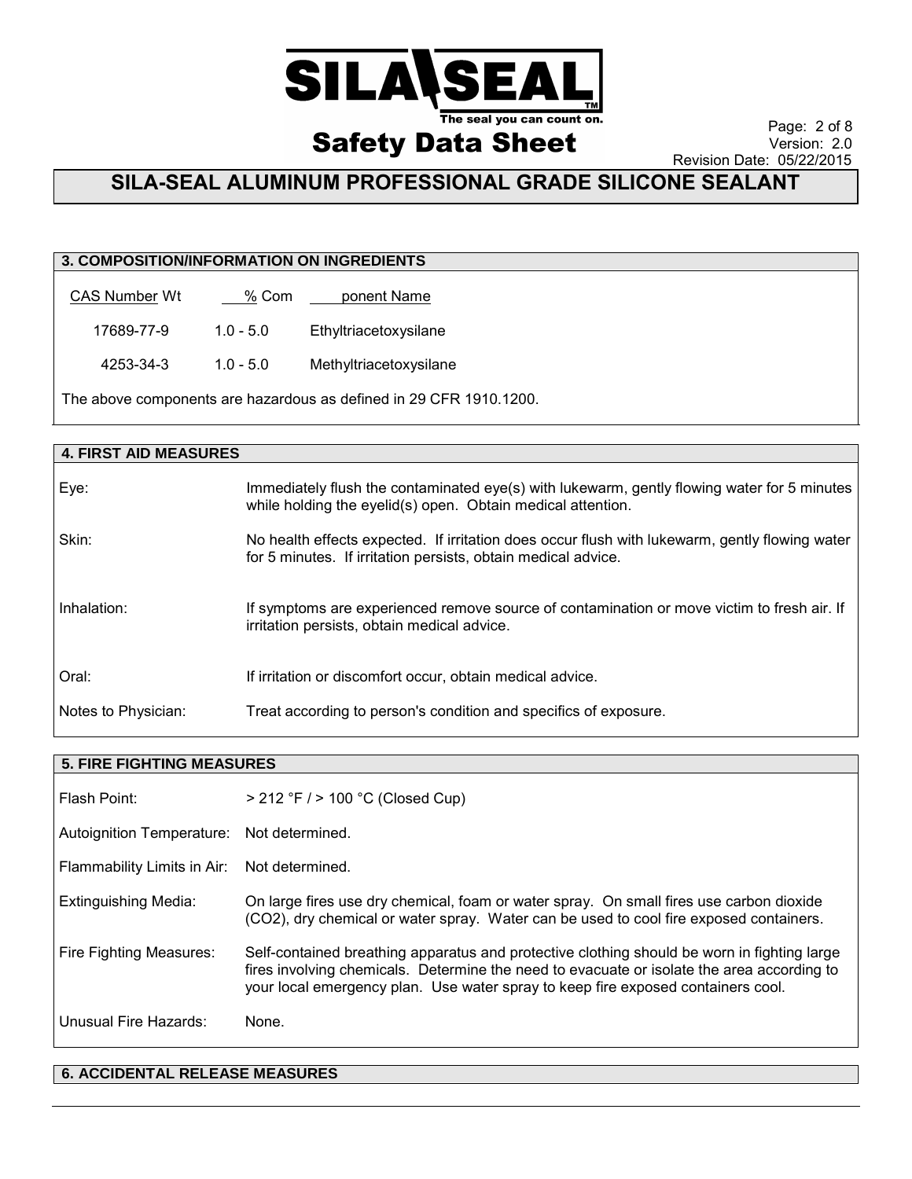# SILA-SEAL ALUMINUM PROFESSIONAL GRADE SILICONE SEALANT

## 3. COMPOSITION/INFORMATION ON INGREDIENTS

| CAS Number | Wt % | Component Name |
|---|---|---|
| 17689-77-9 | 1.0 - 5.0 | Ethyltriacetoxysilane |
| 4253-34-3 | 1.0 - 5.0 | Methyltriacetoxysilane |

The above components are hazardous as defined in 29 CFR 1910.1200.

## 4. FIRST AID MEASURES

| | |
|---|---|
| Eye: | Immediately flush the contaminated eye(s) with lukewarm, gently flowing water for 5 minutes while holding the eyelid(s) open. Obtain medical attention. |
| Skin: | No health effects expected. If irritation does occur flush with lukewarm, gently flowing water for 5 minutes. If irritation persists, obtain medical advice. |
| Inhalation: | If symptoms are experienced remove source of contamination or move victim to fresh air. If irritation persists, obtain medical advice. |
| Oral: | If irritation or discomfort occur, obtain medical advice. |
| Notes to Physician: | Treat according to person's condition and specifics of exposure. |

## 5. FIRE FIGHTING MEASURES

| | |
|---|---|
| Flash Point: | > 212 °F / > 100 °C (Closed Cup) |
| Autoignition Temperature: | Not determined. |
| Flammability Limits in Air: | Not determined. |
| Extinguishing Media: | On large fires use dry chemical, foam or water spray. On small fires use carbon dioxide ($CO_2$), dry chemical or water spray. Water can be used to cool fire exposed containers. |
| Fire Fighting Measures: | Self-contained breathing apparatus and protective clothing should be worn in fighting large fires involving chemicals. Determine the need to evacuate or isolate the area according to your local emergency plan. Use water spray to keep fire exposed containers cool. |
| Unusual Fire Hazards: | None. |

## 6. ACCIDENTAL RELEASE MEASURES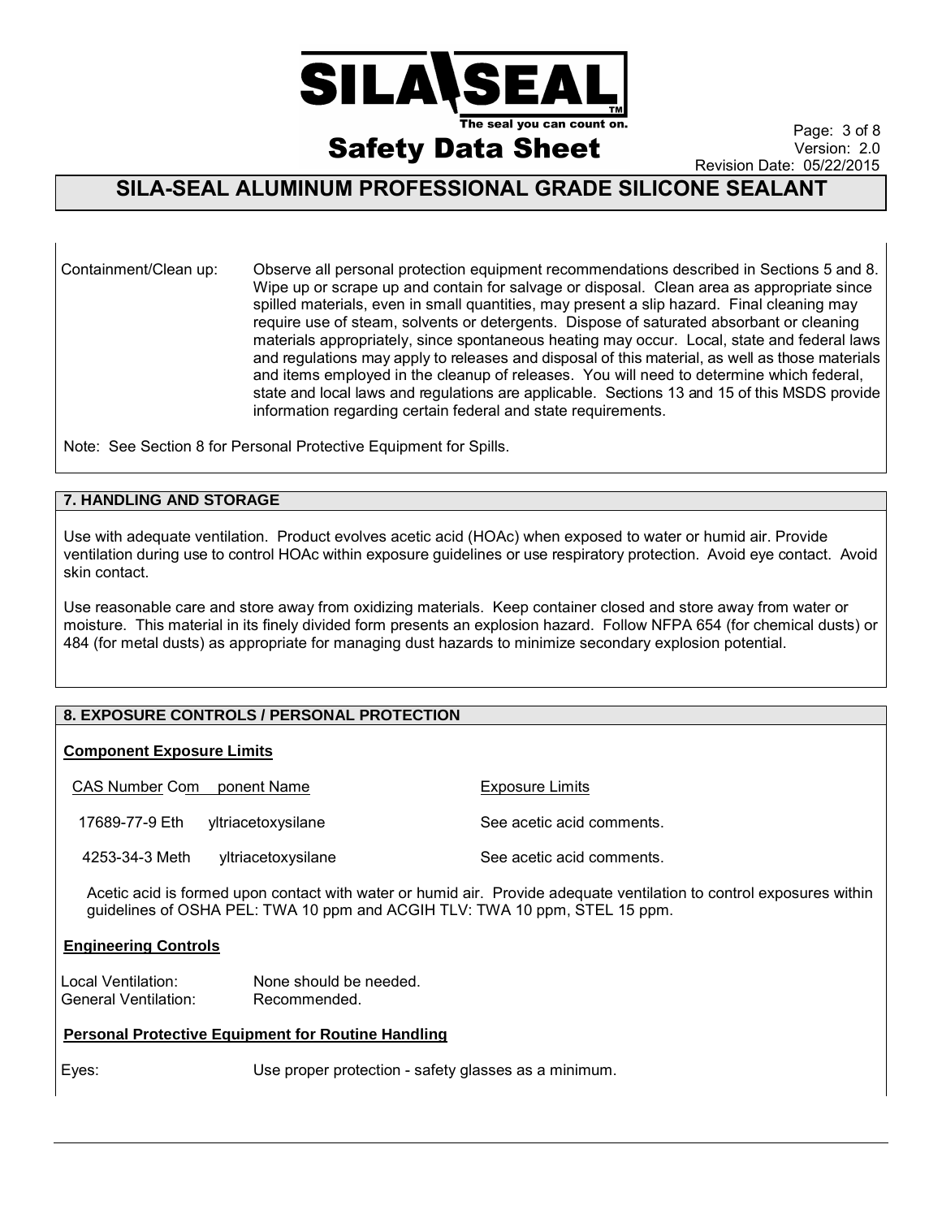| | |
|---|---|
| Containment/Clean up: | Observe all personal protection equipment recommendations described in Sections 5 and 8. Wipe up or scrape up and contain for salvage or disposal. Clean area as appropriate since spilled materials, even in small quantities, may present a slip hazard. Final cleaning may require use of steam, solvents or detergents. Dispose of saturated absorbant or cleaning materials appropriately, since spontaneous heating may occur. Local, state and federal laws and regulations may apply to releases and disposal of this material, as well as those materials and items employed in the cleanup of releases. You will need to determine which federal, state and local laws and regulations are applicable. Sections 13 and 15 of this MSDS provide information regarding certain federal and state requirements. |

Note: See Section 8 for Personal Protective Equipment for Spills.

## 7. HANDLING AND STORAGE

Use with adequate ventilation. Product evolves acetic acid (HOAc) when exposed to water or humid air. Provide ventilation during use to control HOAc within exposure guidelines or use respiratory protection. Avoid eye contact. Avoid skin contact.

Use reasonable care and store away from oxidizing materials. Keep container closed and store away from water or moisture. This material in its finely divided form presents an explosion hazard. Follow NFPA 654 (for chemical dusts) or 484 (for metal dusts) as appropriate for managing dust hazards to minimize secondary explosion potential.

## 8. EXPOSURE CONTROLS / PERSONAL PROTECTION

### Component Exposure Limits

| CAS Number | Component Name | Exposure Limits |
|---|---|---|
| 17689-77-9 | Ethyltriacetoxysilane | See acetic acid comments. |
| 4253-34-3 | Methyltriacetoxysilane | See acetic acid comments. |

Acetic acid is formed upon contact with water or humid air. Provide adequate ventilation to control exposures within guidelines of OSHA PEL: TWA 10 ppm and ACGIH TLV: TWA 10 ppm, STEL 15 ppm.

### Engineering Controls

| | |
|---|---|
| Local Ventilation: | None should be needed. |
| General Ventilation: | Recommended. |

### Personal Protective Equipment for Routine Handling

| | |
|---|---|
| Eyes: | Use proper protection - safety glasses as a minimum. |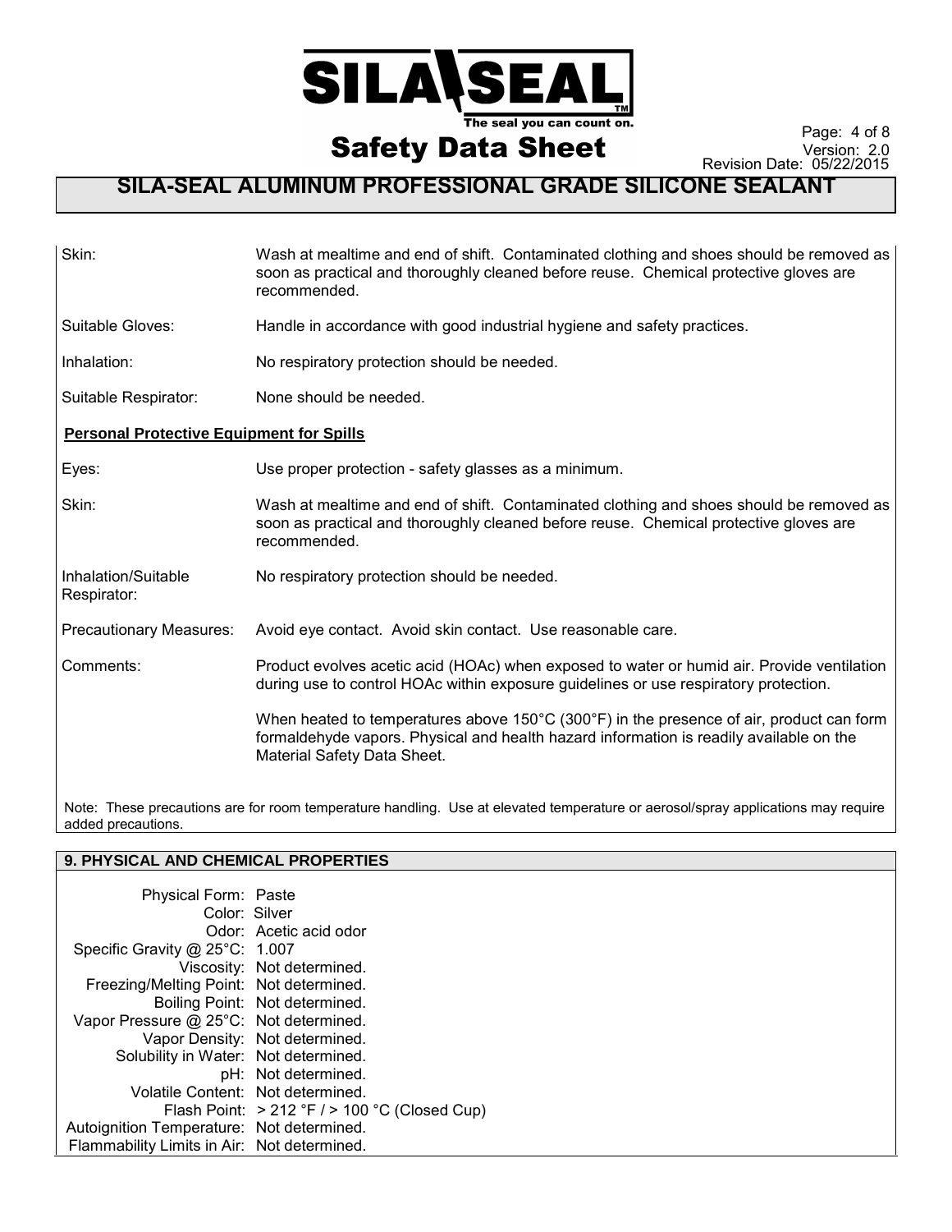| | |
|---|---|
| Skin: | Wash at mealtime and end of shift. Contaminated clothing and shoes should be removed as soon as practical and thoroughly cleaned before reuse. Chemical protective gloves are recommended. |
| Suitable Gloves: | Handle in accordance with good industrial hygiene and safety practices. |
| Inhalation: | No respiratory protection should be needed. |
| Suitable Respirator: | None should be needed. |

**Personal Protective Equipment for Spills**

| | |
|---|---|
| Eyes: | Use proper protection - safety glasses as a minimum. |
| Skin: | Wash at mealtime and end of shift. Contaminated clothing and shoes should be removed as soon as practical and thoroughly cleaned before reuse. Chemical protective gloves are recommended. |
| Inhalation/Suitable Respirator: | No respiratory protection should be needed. |
| Precautionary Measures: | Avoid eye contact. Avoid skin contact. Use reasonable care. |
| Comments: | Product evolves acetic acid (HOAc) when exposed to water or humid air. Provide ventilation during use to control HOAc within exposure guidelines or use respiratory protection.<br><br>When heated to temperatures above 150°C (300°F) in the presence of air, product can form formaldehyde vapors. Physical and health hazard information is readily available on the Material Safety Data Sheet. |

Note: These precautions are for room temperature handling. Use at elevated temperature or aerosol/spray applications may require added precautions.

## 9. PHYSICAL AND CHEMICAL PROPERTIES

| | |
|---|---|
| Physical Form: | Paste |
| Color: | Silver |
| Odor: | Acetic acid odor |
| Specific Gravity @ 25°C: | 1.007 |
| Viscosity: | Not determined. |
| Freezing/Melting Point: | Not determined. |
| Boiling Point: | Not determined. |
| Vapor Pressure @ 25°C: | Not determined. |
| Vapor Density: | Not determined. |
| Solubility in Water: | Not determined. |
| pH: | Not determined. |
| Volatile Content: | Not determined. |
| Flash Point: | > 212 °F / > 100 °C (Closed Cup) |
| Autoignition Temperature: | Not determined. |
| Flammability Limits in Air: | Not determined. |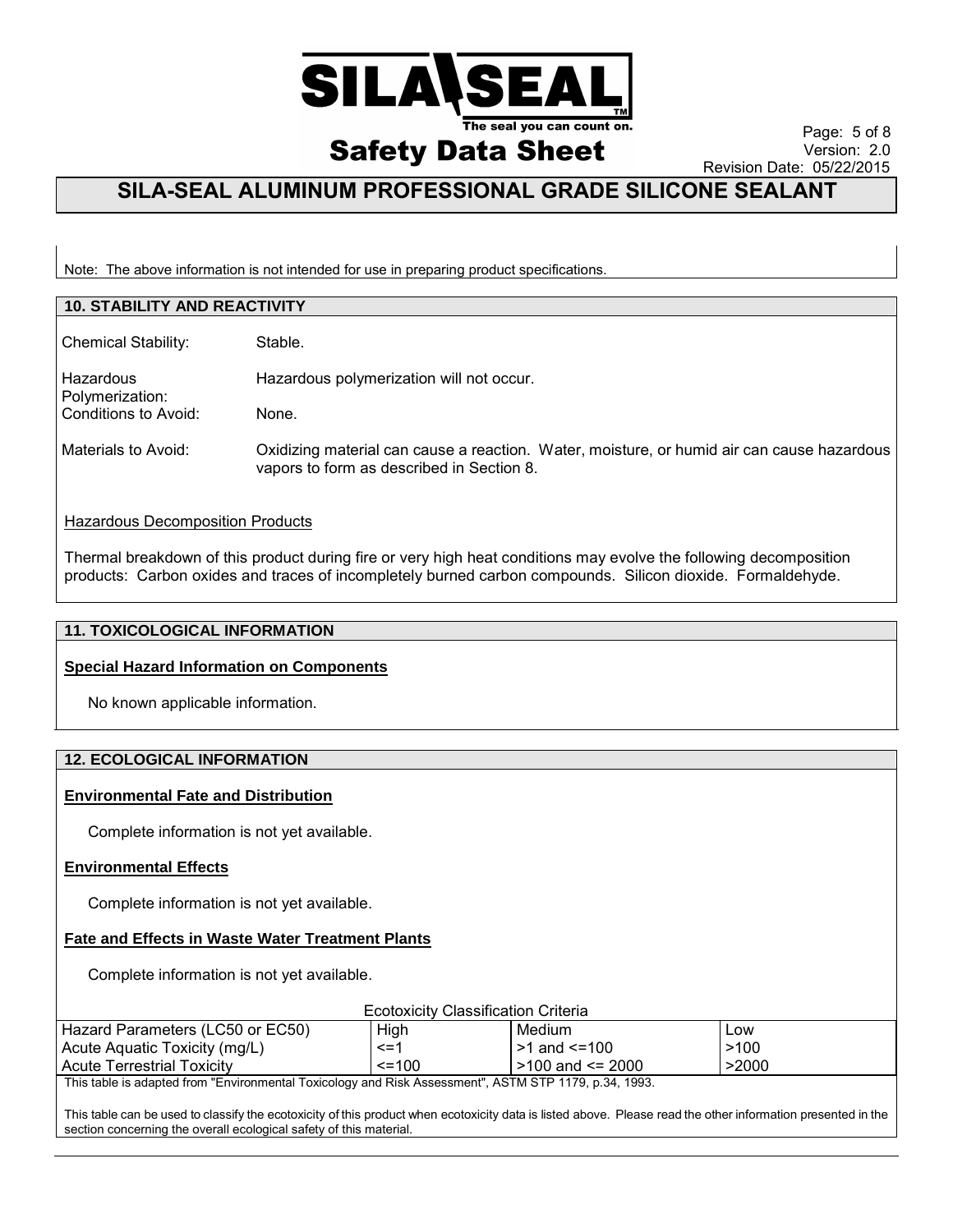Note: The above information is not intended for use in preparing product specifications.

## 10. STABILITY AND REACTIVITY

Chemical Stability: Stable.

Hazardous Polymerization: Hazardous polymerization will not occur.

Conditions to Avoid: None.

Materials to Avoid: Oxidizing material can cause a reaction. Water, moisture, or humid air can cause hazardous vapors to form as described in Section 8.

Hazardous Decomposition Products

Thermal breakdown of this product during fire or very high heat conditions may evolve the following decomposition products: Carbon oxides and traces of incompletely burned carbon compounds. Silicon dioxide. Formaldehyde.

## 11. TOXICOLOGICAL INFORMATION

**Special Hazard Information on Components**

No known applicable information.

## 12. ECOLOGICAL INFORMATION

**Environmental Fate and Distribution**

Complete information is not yet available.

**Environmental Effects**

Complete information is not yet available.

**Fate and Effects in Waste Water Treatment Plants**

Complete information is not yet available.

Ecotoxicity Classification Criteria

| Hazard Parameters (LC50 or EC50) | High | Medium | Low |
|---|---|---|---|
| Acute Aquatic Toxicity (mg/L) | <=1 | >1 and <=100 | >100 |
| Acute Terrestrial Toxicity | <=100 | >100 and <= 2000 | >2000 |

This table is adapted from "Environmental Toxicology and Risk Assessment", ASTM STP 1179, p.34, 1993.

This table can be used to classify the ecotoxicity of this product when ecotoxicity data is listed above. Please read the other information presented in the section concerning the overall ecological safety of this material.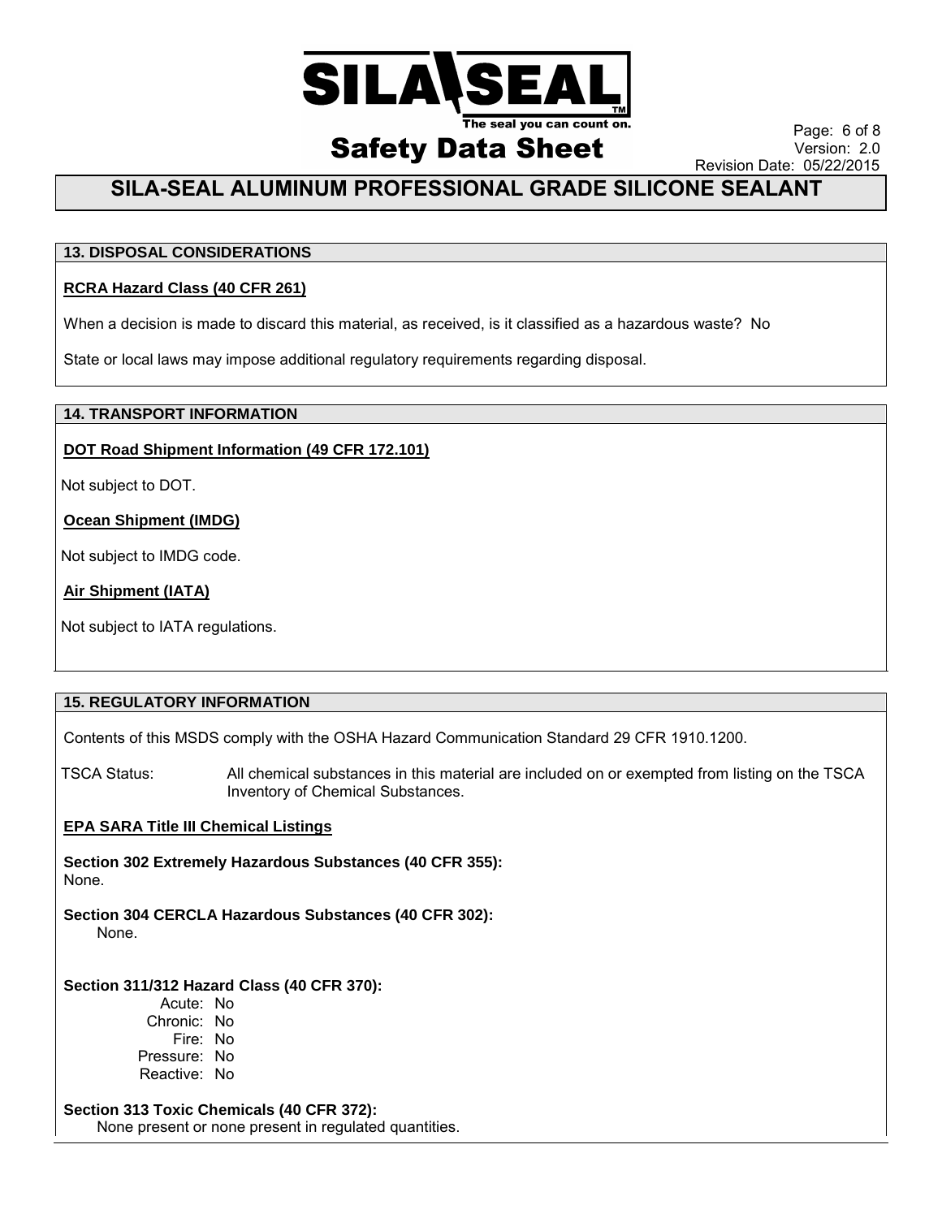# SILA-SEAL ALUMINUM PROFESSIONAL GRADE SILICONE SEALANT

## 13. DISPOSAL CONSIDERATIONS

**RCRA Hazard Class (40 CFR 261)**

When a decision is made to discard this material, as received, is it classified as a hazardous waste? No

State or local laws may impose additional regulatory requirements regarding disposal.

## 14. TRANSPORT INFORMATION

**DOT Road Shipment Information (49 CFR 172.101)**

Not subject to DOT.

**Ocean Shipment (IMDG)**

Not subject to IMDG code.

**Air Shipment (IATA)**

Not subject to IATA regulations.

## 15. REGULATORY INFORMATION

Contents of this MSDS comply with the OSHA Hazard Communication Standard 29 CFR 1910.1200.

TSCA Status: All chemical substances in this material are included on or exempted from listing on the TSCA Inventory of Chemical Substances.

**EPA SARA Title III Chemical Listings**

**Section 302 Extremely Hazardous Substances (40 CFR 355):**
None.

**Section 304 CERCLA Hazardous Substances (40 CFR 302):**
None.

**Section 311/312 Hazard Class (40 CFR 370):**

Acute: No
Chronic: No
Fire: No
Pressure: No
Reactive: No

**Section 313 Toxic Chemicals (40 CFR 372):**
None present or none present in regulated quantities.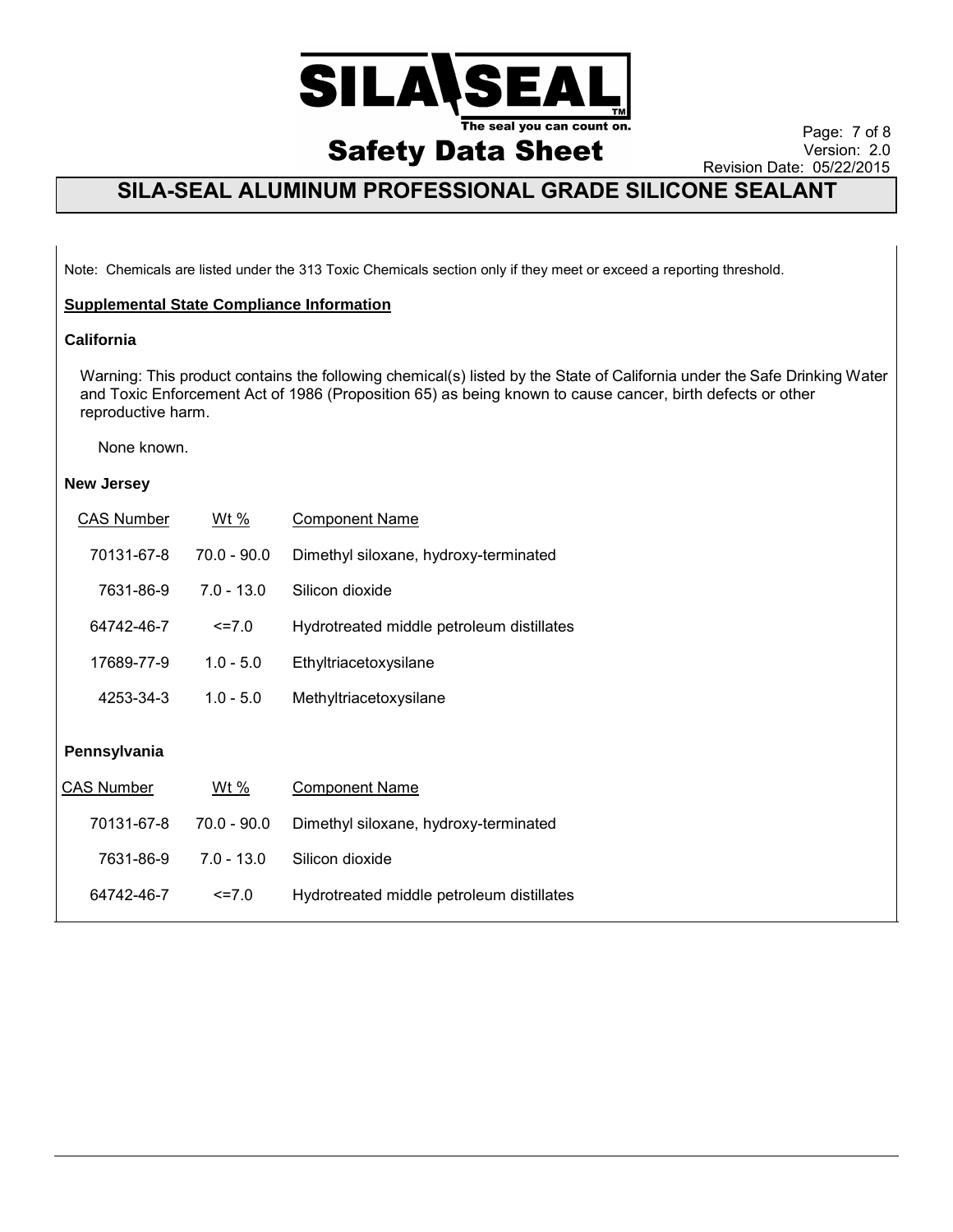Note: Chemicals are listed under the 313 Toxic Chemicals section only if they meet or exceed a reporting threshold.

**Supplemental State Compliance Information**

**California**

Warning: This product contains the following chemical(s) listed by the State of California under the Safe Drinking Water and Toxic Enforcement Act of 1986 (Proposition 65) as being known to cause cancer, birth defects or other reproductive harm.

None known.

**New Jersey**

| CAS Number | Wt % | Component Name |
| --- | --- | --- |
| 70131-67-8 | 70.0 - 90.0 | Dimethyl siloxane, hydroxy-terminated |
| 7631-86-9 | 7.0 - 13.0 | Silicon dioxide |
| 64742-46-7 | <=7.0 | Hydrotreated middle petroleum distillates |
| 17689-77-9 | 1.0 - 5.0 | Ethyltriacetoxysilane |
| 4253-34-3 | 1.0 - 5.0 | Methyltriacetoxysilane |

**Pennsylvania**

| CAS Number | Wt % | Component Name |
| --- | --- | --- |
| 70131-67-8 | 70.0 - 90.0 | Dimethyl siloxane, hydroxy-terminated |
| 7631-86-9 | 7.0 - 13.0 | Silicon dioxide |
| 64742-46-7 | <=7.0 | Hydrotreated middle petroleum distillates |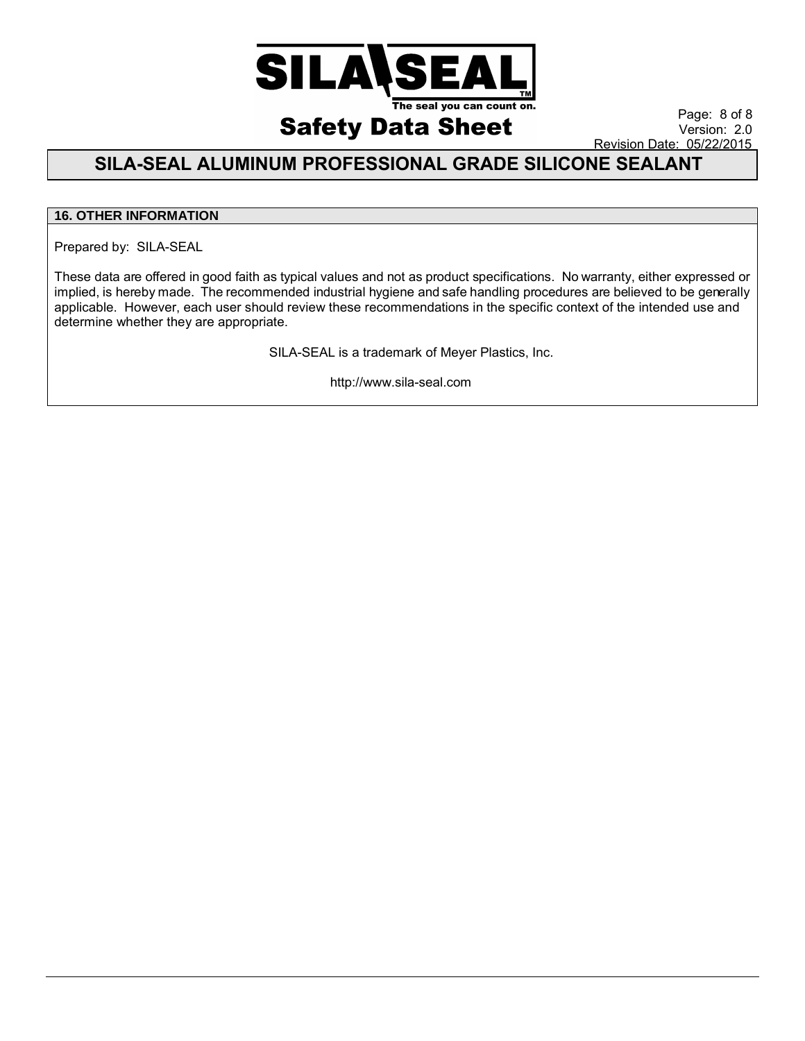## 16. OTHER INFORMATION

Prepared by: SILA-SEAL

These data are offered in good faith as typical values and not as product specifications. No warranty, either expressed or implied, is hereby made. The recommended industrial hygiene and safe handling procedures are believed to be generally applicable. However, each user should review these recommendations in the specific context of the intended use and determine whether they are appropriate.

SILA-SEAL is a trademark of Meyer Plastics, Inc.

http://www.sila-seal.com